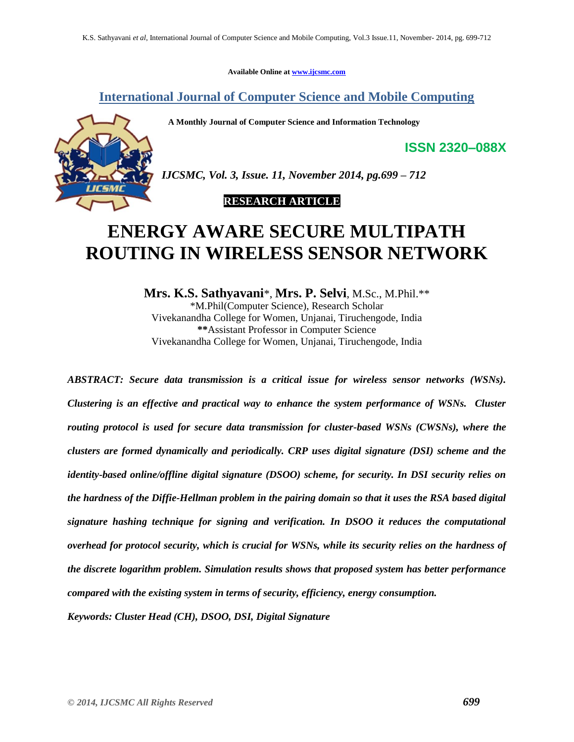Available Online at www.ijcsmc.com

## International Journal of Computer Science and Mobile Computing

**A Monthly Journal of Computer Science and Information Technology**

**ISSN 2320–088X**

*IJCSMC, Vol. 3, Issue. 11, November 2014, pg.699 – 712*

**RESEARCH ARTICLE**

# ENERGY AWARE SECURE MULTIPATH ROUTING IN WIRELESS SENSOR NETWORK

**Mrs. K.S. Sathyavani***, **Mrs. P. Selvi**, M.Sc., M.Phil.**

*M.Phil(Computer Science), Research Scholar
Vivekanandha College for Women, Unjanai, Tiruchengode, India
**Assistant Professor in Computer Science
Vivekanandha College for Women, Unjanai, Tiruchengode, India

***ABSTRACT: Secure data transmission is a critical issue for wireless sensor networks (WSNs). Clustering is an effective and practical way to enhance the system performance of WSNs. Cluster routing protocol is used for secure data transmission for cluster-based WSNs (CWSNs), where the clusters are formed dynamically and periodically. CRP uses digital signature (DSI) scheme and the identity-based online/offline digital signature (DSOO) scheme, for security. In DSI security relies on the hardness of the Diffie-Hellman problem in the pairing domain so that it uses the RSA based digital signature hashing technique for signing and verification. In DSOO it reduces the computational overhead for protocol security, which is crucial for WSNs, while its security relies on the hardness of the discrete logarithm problem. Simulation results shows that proposed system has better performance compared with the existing system in terms of security, efficiency, energy consumption.***

***Keywords: Cluster Head (CH), DSOO, DSI, Digital Signature***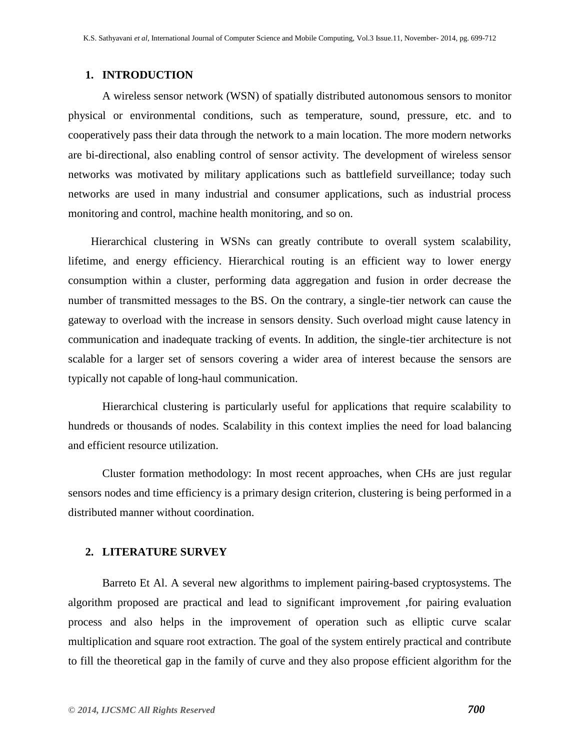## 1. INTRODUCTION

A wireless sensor network (WSN) of spatially distributed autonomous sensors to monitor physical or environmental conditions, such as temperature, sound, pressure, etc. and to cooperatively pass their data through the network to a main location. The more modern networks are bi-directional, also enabling control of sensor activity. The development of wireless sensor networks was motivated by military applications such as battlefield surveillance; today such networks are used in many industrial and consumer applications, such as industrial process monitoring and control, machine health monitoring, and so on.

Hierarchical clustering in WSNs can greatly contribute to overall system scalability, lifetime, and energy efficiency. Hierarchical routing is an efficient way to lower energy consumption within a cluster, performing data aggregation and fusion in order decrease the number of transmitted messages to the BS. On the contrary, a single-tier network can cause the gateway to overload with the increase in sensors density. Such overload might cause latency in communication and inadequate tracking of events. In addition, the single-tier architecture is not scalable for a larger set of sensors covering a wider area of interest because the sensors are typically not capable of long-haul communication.

Hierarchical clustering is particularly useful for applications that require scalability to hundreds or thousands of nodes. Scalability in this context implies the need for load balancing and efficient resource utilization.

Cluster formation methodology: In most recent approaches, when CHs are just regular sensors nodes and time efficiency is a primary design criterion, clustering is being performed in a distributed manner without coordination.

## 2. LITERATURE SURVEY

Barreto Et Al. A several new algorithms to implement pairing-based cryptosystems. The algorithm proposed are practical and lead to significant improvement ,for pairing evaluation process and also helps in the improvement of operation such as elliptic curve scalar multiplication and square root extraction. The goal of the system entirely practical and contribute to fill the theoretical gap in the family of curve and they also propose efficient algorithm for the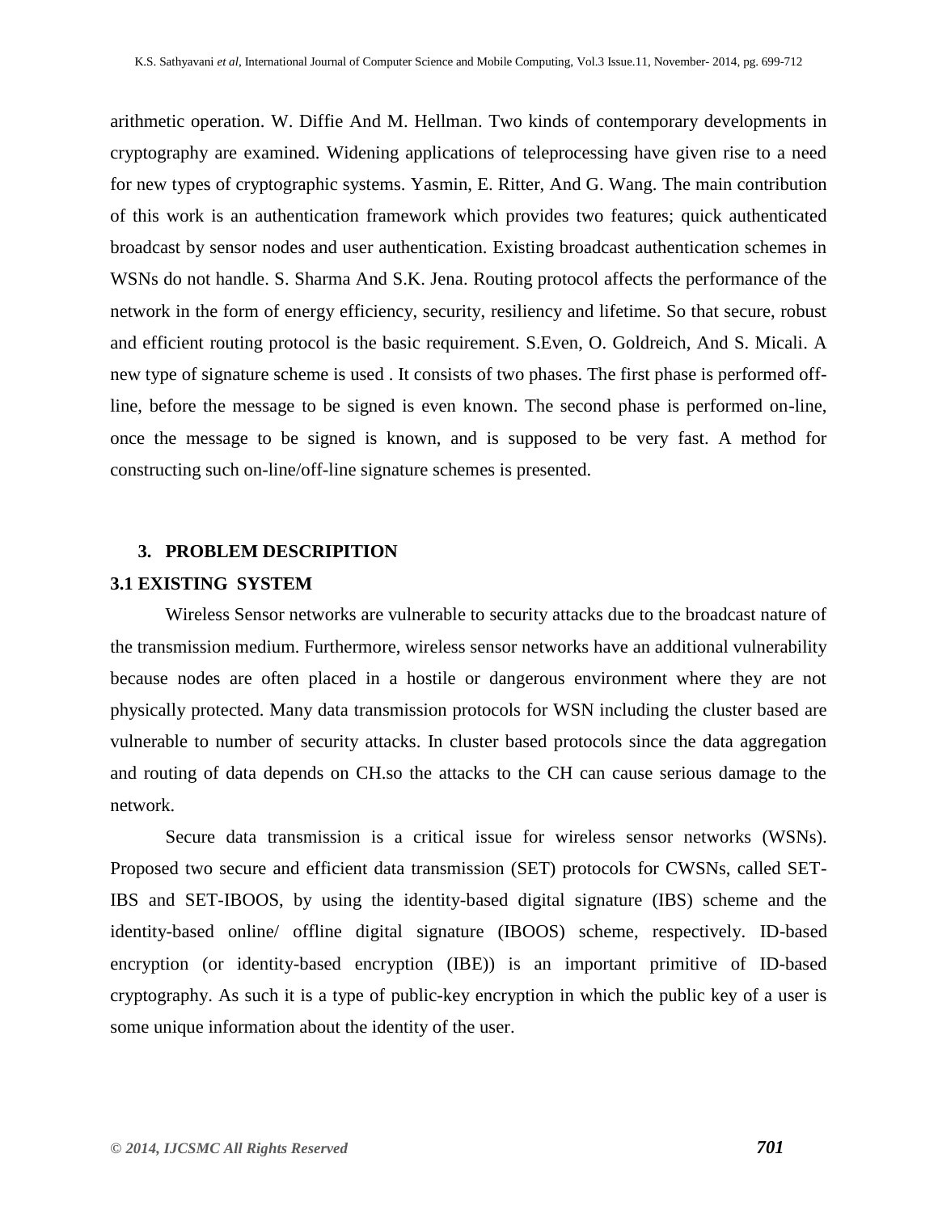arithmetic operation. W. Diffie And M. Hellman. Two kinds of contemporary developments in cryptography are examined. Widening applications of teleprocessing have given rise to a need for new types of cryptographic systems. Yasmin, E. Ritter, And G. Wang. The main contribution of this work is an authentication framework which provides two features; quick authenticated broadcast by sensor nodes and user authentication. Existing broadcast authentication schemes in WSNs do not handle. S. Sharma And S.K. Jena. Routing protocol affects the performance of the network in the form of energy efficiency, security, resiliency and lifetime. So that secure, robust and efficient routing protocol is the basic requirement. S.Even, O. Goldreich, And S. Micali. A new type of signature scheme is used . It consists of two phases. The first phase is performed off-line, before the message to be signed is even known. The second phase is performed on-line, once the message to be signed is known, and is supposed to be very fast. A method for constructing such on-line/off-line signature schemes is presented.

## 3. PROBLEM DESCRIPITION

### 3.1 EXISTING SYSTEM

Wireless Sensor networks are vulnerable to security attacks due to the broadcast nature of the transmission medium. Furthermore, wireless sensor networks have an additional vulnerability because nodes are often placed in a hostile or dangerous environment where they are not physically protected. Many data transmission protocols for WSN including the cluster based are vulnerable to number of security attacks. In cluster based protocols since the data aggregation and routing of data depends on CH.so the attacks to the CH can cause serious damage to the network.

Secure data transmission is a critical issue for wireless sensor networks (WSNs). Proposed two secure and efficient data transmission (SET) protocols for CWSNs, called SET-IBS and SET-IBOOS, by using the identity-based digital signature (IBS) scheme and the identity-based online/ offline digital signature (IBOOS) scheme, respectively. ID-based encryption (or identity-based encryption (IBE)) is an important primitive of ID-based cryptography. As such it is a type of public-key encryption in which the public key of a user is some unique information about the identity of the user.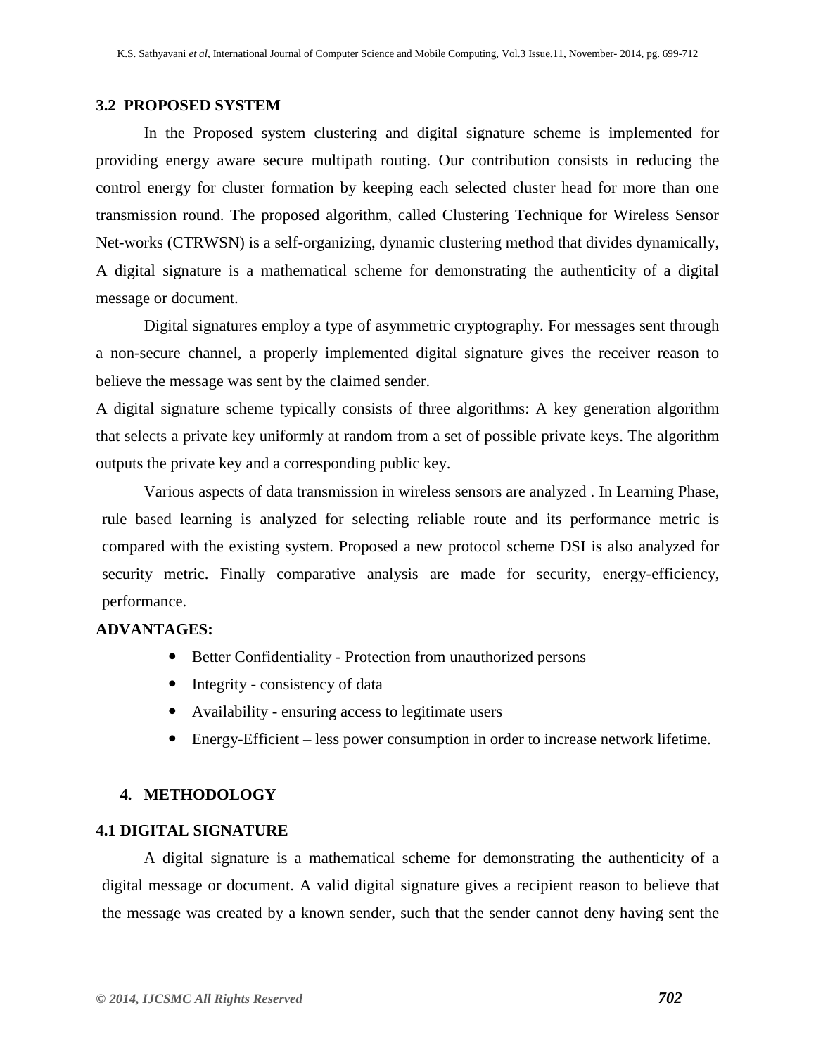### 3.2 PROPOSED SYSTEM

In the Proposed system clustering and digital signature scheme is implemented for providing energy aware secure multipath routing. Our contribution consists in reducing the control energy for cluster formation by keeping each selected cluster head for more than one transmission round. The proposed algorithm, called Clustering Technique for Wireless Sensor Net-works (CTRWSN) is a self-organizing, dynamic clustering method that divides dynamically, A digital signature is a mathematical scheme for demonstrating the authenticity of a digital message or document.

Digital signatures employ a type of asymmetric cryptography. For messages sent through a non-secure channel, a properly implemented digital signature gives the receiver reason to believe the message was sent by the claimed sender.

A digital signature scheme typically consists of three algorithms: A key generation algorithm that selects a private key uniformly at random from a set of possible private keys. The algorithm outputs the private key and a corresponding public key.

Various aspects of data transmission in wireless sensors are analyzed . In Learning Phase, rule based learning is analyzed for selecting reliable route and its performance metric is compared with the existing system. Proposed a new protocol scheme DSI is also analyzed for security metric. Finally comparative analysis are made for security, energy-efficiency, performance.

**ADVANTAGES:**

- Better Confidentiality - Protection from unauthorized persons
- Integrity - consistency of data
- Availability - ensuring access to legitimate users
- Energy-Efficient – less power consumption in order to increase network lifetime.

## 4. METHODOLOGY

### 4.1 DIGITAL SIGNATURE

A digital signature is a mathematical scheme for demonstrating the authenticity of a digital message or document. A valid digital signature gives a recipient reason to believe that the message was created by a known sender, such that the sender cannot deny having sent the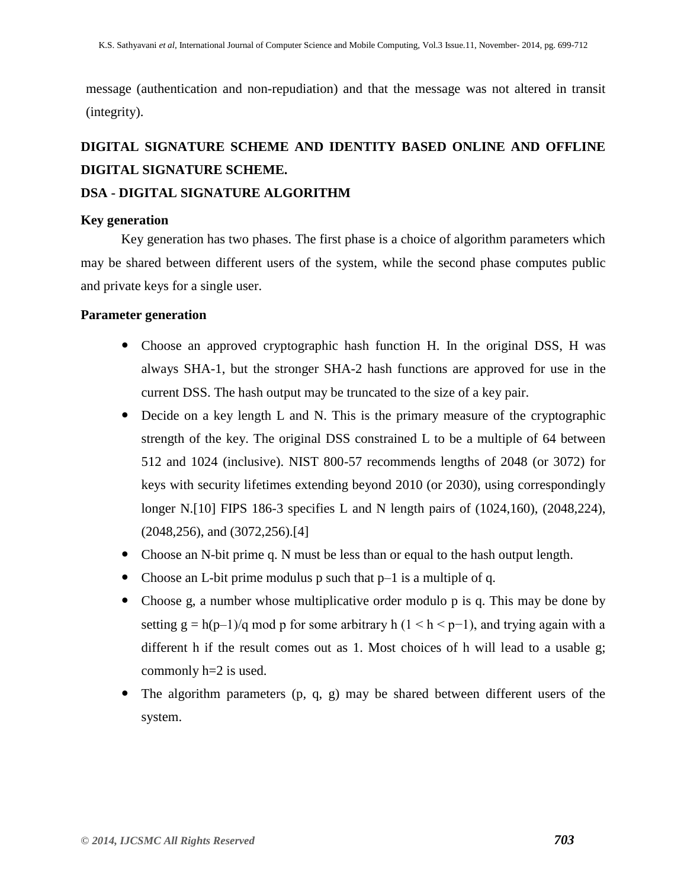message (authentication and non-repudiation) and that the message was not altered in transit (integrity).

## DIGITAL SIGNATURE SCHEME AND IDENTITY BASED ONLINE AND OFFLINE DIGITAL SIGNATURE SCHEME.

## DSA - DIGITAL SIGNATURE ALGORITHM

### Key generation

Key generation has two phases. The first phase is a choice of algorithm parameters which may be shared between different users of the system, while the second phase computes public and private keys for a single user.

### Parameter generation

- Choose an approved cryptographic hash function H. In the original DSS, H was always SHA-1, but the stronger SHA-2 hash functions are approved for use in the current DSS. The hash output may be truncated to the size of a key pair.
- Decide on a key length L and N. This is the primary measure of the cryptographic strength of the key. The original DSS constrained L to be a multiple of 64 between 512 and 1024 (inclusive). NIST 800-57 recommends lengths of 2048 (or 3072) for keys with security lifetimes extending beyond 2010 (or 2030), using correspondingly longer N.[10] FIPS 186-3 specifies L and N length pairs of (1024,160), (2048,224), (2048,256), and (3072,256).[4]
- Choose an N-bit prime q. N must be less than or equal to the hash output length.
- Choose an L-bit prime modulus p such that p–1 is a multiple of q.
- Choose g, a number whose multiplicative order modulo p is q. This may be done by setting $g = h^{(p-1)/q} \bmod p$ for some arbitrary h ($1 < h < p-1$), and trying again with a different h if the result comes out as 1. Most choices of h will lead to a usable g; commonly h=2 is used.
- The algorithm parameters (p, q, g) may be shared between different users of the system.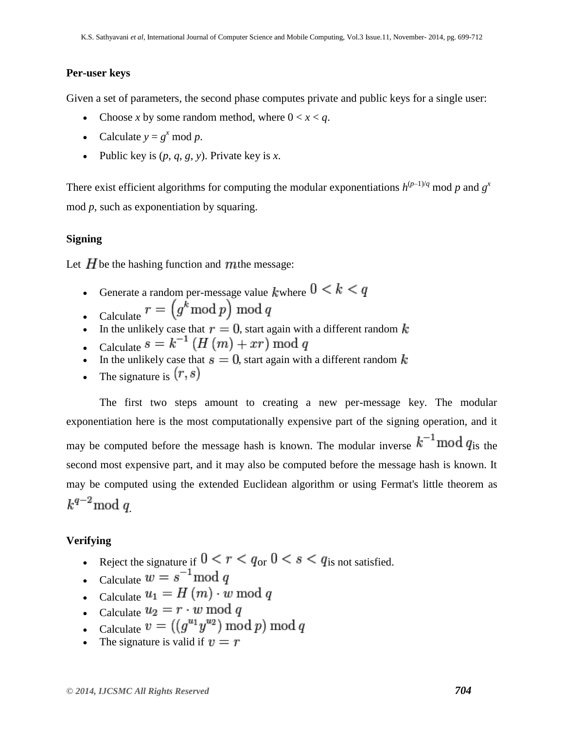**Per-user keys**

Given a set of parameters, the second phase computes private and public keys for a single user:

- Choose $x$ by some random method, where $0 < x < q$.
- Calculate $y = g^x \bmod p$.
- Public key is ($p$, $q$, $g$, $y$). Private key is $x$.

There exist efficient algorithms for computing the modular exponentiations $h^{(p-1)/q} \bmod p$ and $g^x \bmod p$, such as exponentiation by squaring.

**Signing**

Let $H$ be the hashing function and $m$ the message:

- Generate a random per-message value $k$ where $0 < k < q$
- Calculate $r = \left(g^k \bmod p\right) \bmod q$
- In the unlikely case that $r = 0$, start again with a different random $k$
- Calculate $s = k^{-1}\left(H\left(m\right) + xr\right) \bmod q$
- In the unlikely case that $s = 0$, start again with a different random $k$
- The signature is $(r, s)$

The first two steps amount to creating a new per-message key. The modular exponentiation here is the most computationally expensive part of the signing operation, and it may be computed before the message hash is known. The modular inverse $k^{-1} \bmod q$ is the second most expensive part, and it may also be computed before the message hash is known. It may be computed using the extended Euclidean algorithm or using Fermat's little theorem as $k^{q-2} \bmod q$.

**Verifying**

- Reject the signature if $0 < r < q$ or $0 < s < q$ is not satisfied.
- Calculate $w = s^{-1} \bmod q$
- Calculate $u_1 = H\left(m\right) \cdot w \bmod q$
- Calculate $u_2 = r \cdot w \bmod q$
- Calculate $v = \left(\left(g^{u_1} y^{u_2}\right) \bmod p\right) \bmod q$
- The signature is valid if $v = r$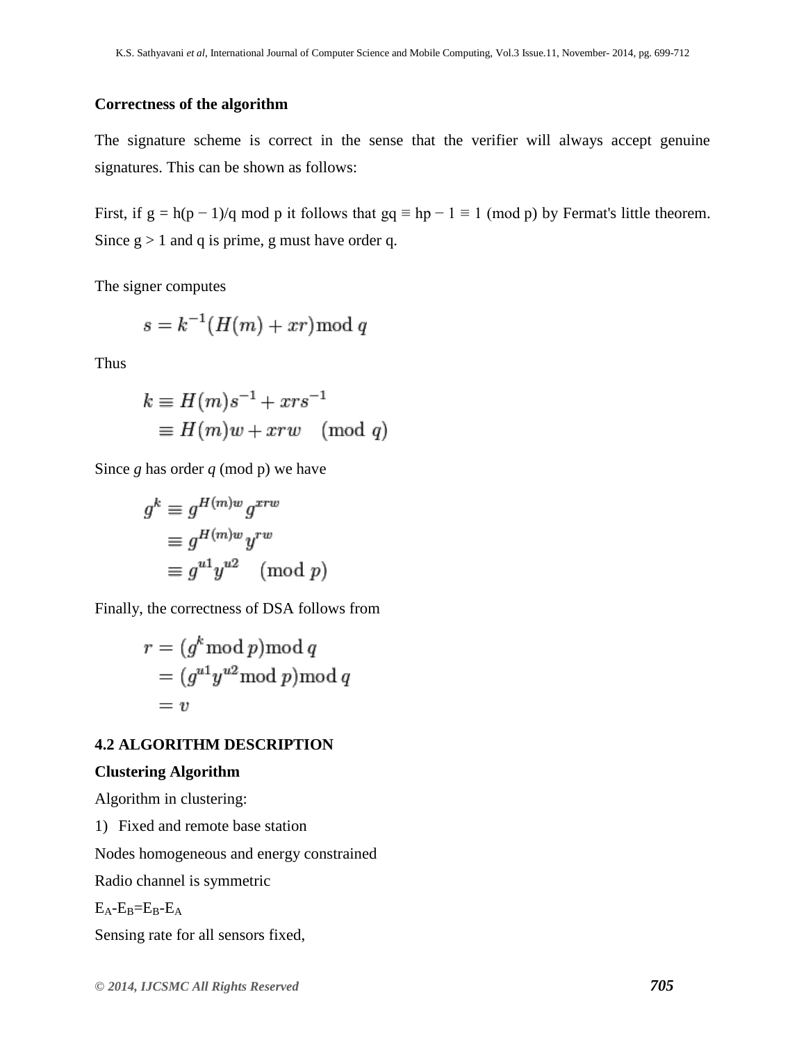**Correctness of the algorithm**

The signature scheme is correct in the sense that the verifier will always accept genuine signatures. This can be shown as follows:

First, if g = h(p − 1)/q mod p it follows that gq ≡ hp − 1 ≡ 1 (mod p) by Fermat's little theorem. Since g > 1 and q is prime, g must have order q.

The signer computes

$$s = k^{-1}(H(m) + xr) \bmod q$$

Thus

$$\begin{aligned} k &\equiv H(m)s^{-1} + xrs^{-1} \\ &\equiv H(m)w + xrw \pmod{q} \end{aligned}$$

Since *g* has order *q* (mod p) we have

$$\begin{aligned} g^k &\equiv g^{H(m)w} g^{xrw} \\ &\equiv g^{H(m)w} y^{rw} \\ &\equiv g^{u1} y^{u2} \pmod{p} \end{aligned}$$

Finally, the correctness of DSA follows from

$$\begin{aligned} r &= (g^k \bmod p) \bmod q \\ &= (g^{u1} y^{u2} \bmod p) \bmod q \\ &= v \end{aligned}$$

## 4.2 ALGORITHM DESCRIPTION

**Clustering Algorithm**

Algorithm in clustering:

1) Fixed and remote base station

Nodes homogeneous and energy constrained

Radio channel is symmetric

$E_A$-$E_B$=$E_B$-$E_A$

Sensing rate for all sensors fixed,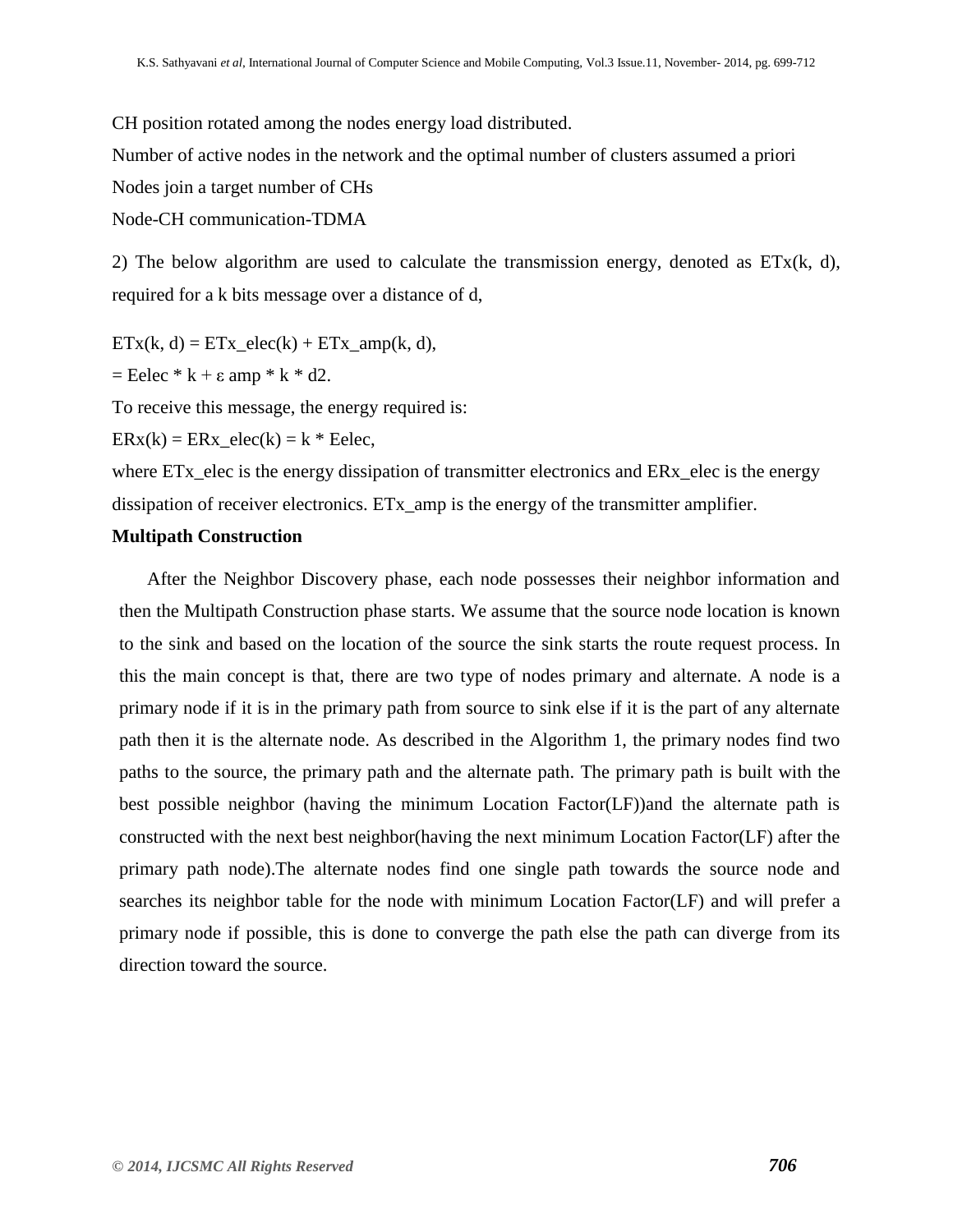CH position rotated among the nodes energy load distributed.

Number of active nodes in the network and the optimal number of clusters assumed a priori

Nodes join a target number of CHs

Node-CH communication-TDMA

2) The below algorithm are used to calculate the transmission energy, denoted as $ETx(k, d)$, required for a k bits message over a distance of d,

$ETx(k, d) = ETx\_elec(k) + ETx\_amp(k, d)$,

$= Eelec * k + \varepsilon\ amp * k * d2$.

To receive this message, the energy required is:

$ERx(k) = ERx\_elec(k) = k * Eelec$,

where ETx_elec is the energy dissipation of transmitter electronics and ERx_elec is the energy dissipation of receiver electronics. ETx_amp is the energy of the transmitter amplifier.

**Multipath Construction**

After the Neighbor Discovery phase, each node possesses their neighbor information and then the Multipath Construction phase starts. We assume that the source node location is known to the sink and based on the location of the source the sink starts the route request process. In this the main concept is that, there are two type of nodes primary and alternate. A node is a primary node if it is in the primary path from source to sink else if it is the part of any alternate path then it is the alternate node. As described in the Algorithm 1, the primary nodes find two paths to the source, the primary path and the alternate path. The primary path is built with the best possible neighbor (having the minimum Location Factor(LF))and the alternate path is constructed with the next best neighbor(having the next minimum Location Factor(LF) after the primary path node).The alternate nodes find one single path towards the source node and searches its neighbor table for the node with minimum Location Factor(LF) and will prefer a primary node if possible, this is done to converge the path else the path can diverge from its direction toward the source.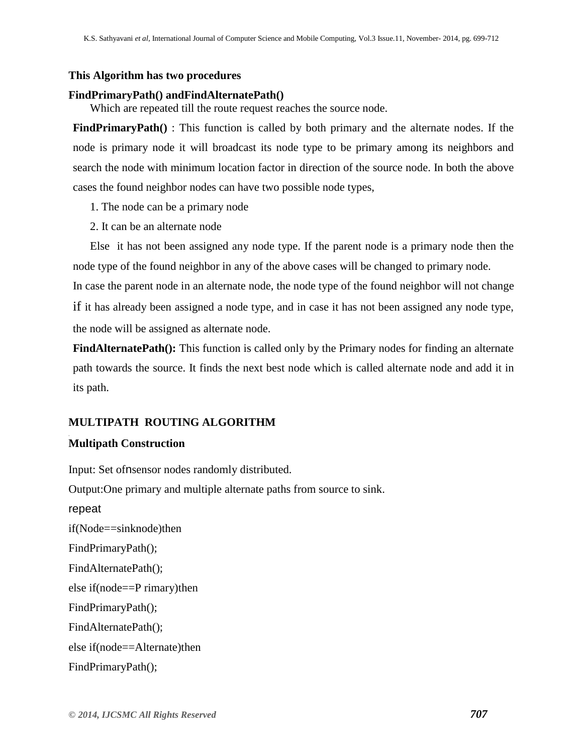**This Algorithm has two procedures**

**FindPrimaryPath() andFindAlternatePath()**

Which are repeated till the route request reaches the source node.

**FindPrimaryPath()** : This function is called by both primary and the alternate nodes. If the node is primary node it will broadcast its node type to be primary among its neighbors and search the node with minimum location factor in direction of the source node. In both the above cases the found neighbor nodes can have two possible node types,

1. The node can be a primary node
2. It can be an alternate node

Else it has not been assigned any node type. If the parent node is a primary node then the node type of the found neighbor in any of the above cases will be changed to primary node.

In case the parent node in an alternate node, the node type of the found neighbor will not change if it has already been assigned a node type, and in case it has not been assigned any node type, the node will be assigned as alternate node.

**FindAlternatePath():** This function is called only by the Primary nodes for finding an alternate path towards the source. It finds the next best node which is called alternate node and add it in its path.

## MULTIPATH ROUTING ALGORITHM

**Multipath Construction**

Input: Set of $n$ sensor nodes randomly distributed.

Output:One primary and multiple alternate paths from source to sink.

```
repeat
if(Node==sinknode)then
FindPrimaryPath();
FindAlternatePath();
else if(node==Primary)then
FindPrimaryPath();
FindAlternatePath();
else if(node==Alternate)then
FindPrimaryPath();
```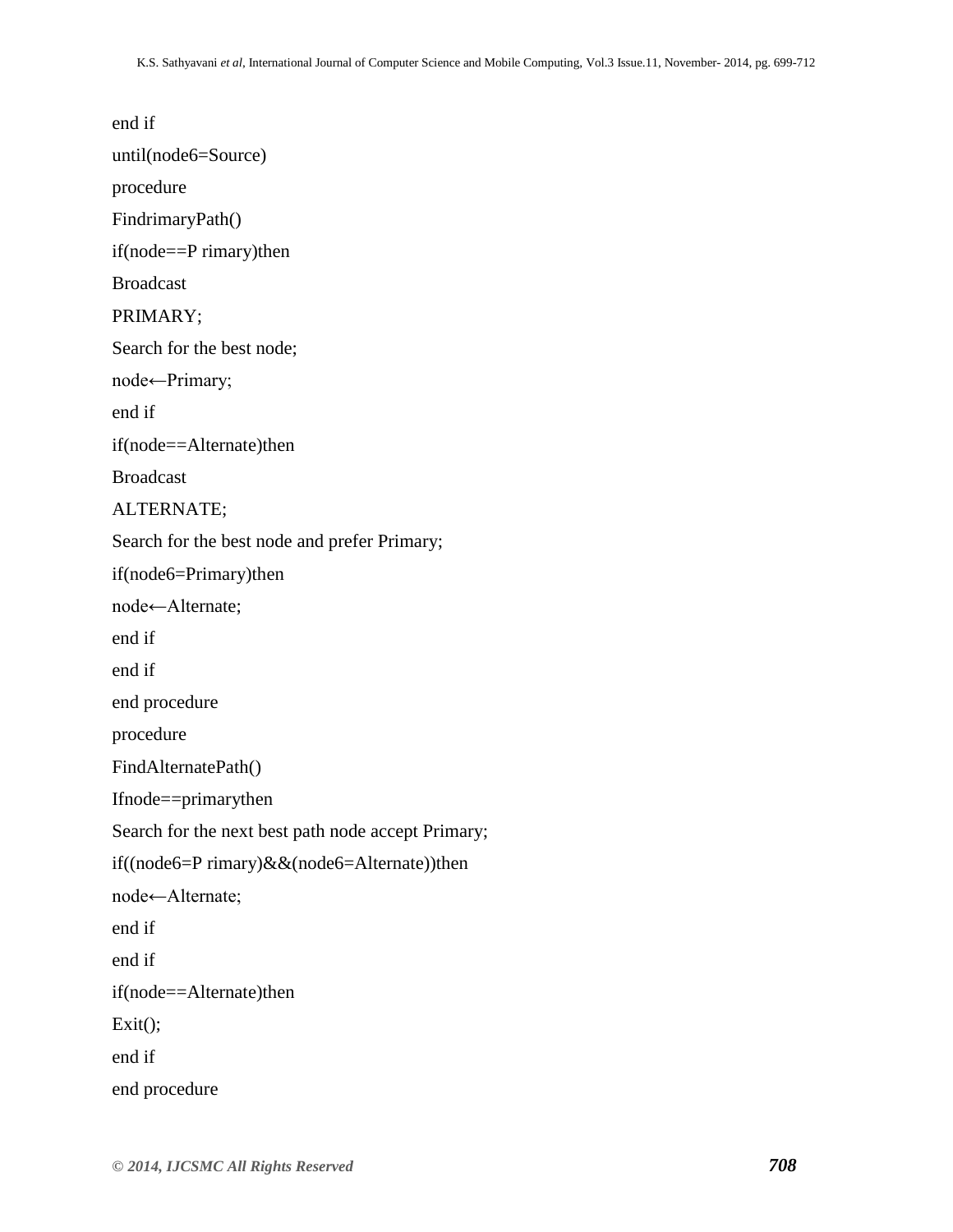```
end if
until(node6=Source)
procedure
FindrimaryPath()
if(node==P rimary)then
Broadcast
PRIMARY;
Search for the best node;
node←Primary;
end if
if(node==Alternate)then
Broadcast
ALTERNATE;
Search for the best node and prefer Primary;
if(node6=Primary)then
node←Alternate;
end if
end if
end procedure
procedure
FindAlternatePath()
Ifnode==primarythen
Search for the next best path node accept Primary;
if((node6=P rimary)&&(node6=Alternate))then
node←Alternate;
end if
end if
if(node==Alternate)then
Exit();
end if
end procedure
```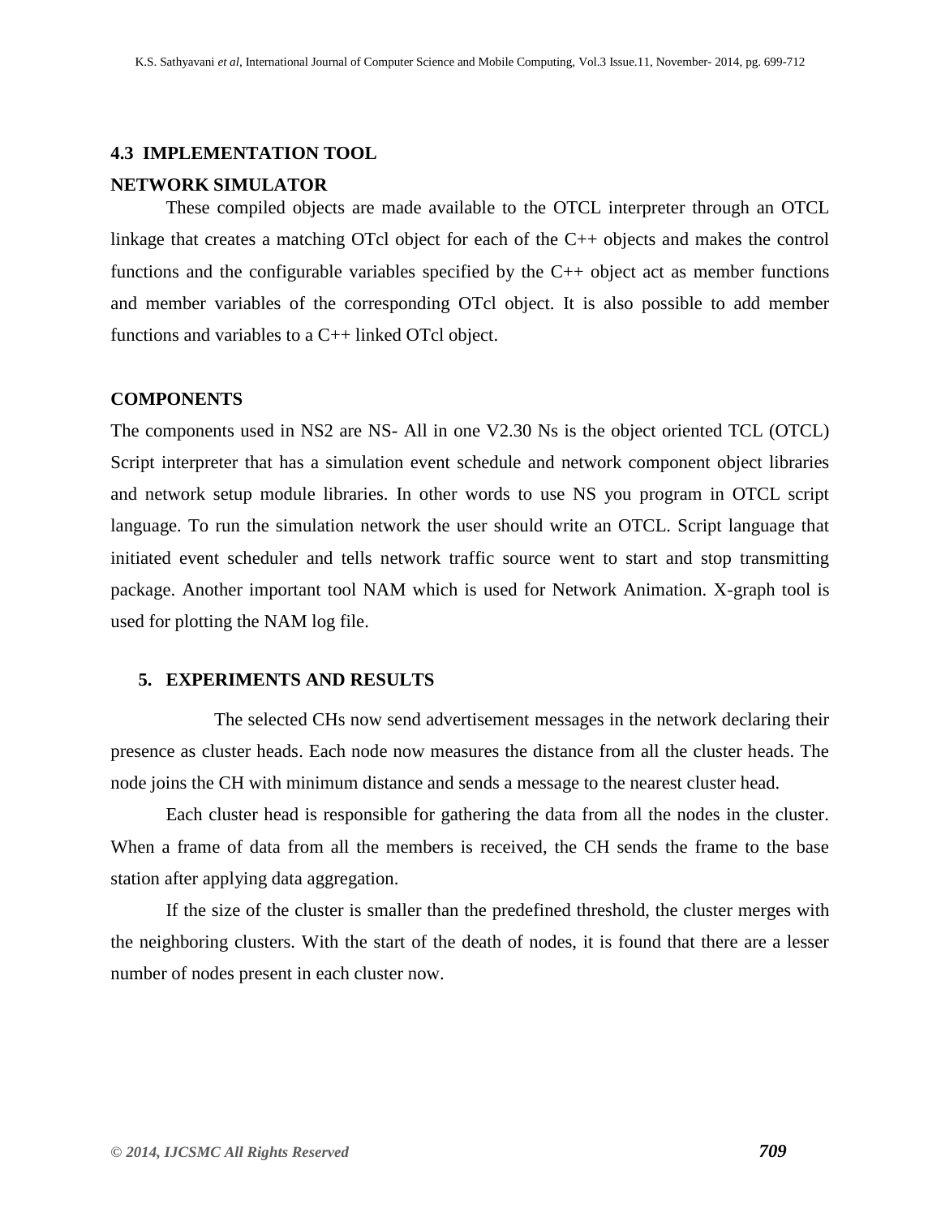### 4.3 IMPLEMENTATION TOOL

#### NETWORK SIMULATOR

These compiled objects are made available to the OTCL interpreter through an OTCL linkage that creates a matching OTcl object for each of the C++ objects and makes the control functions and the configurable variables specified by the C++ object act as member functions and member variables of the corresponding OTcl object. It is also possible to add member functions and variables to a C++ linked OTcl object.

#### COMPONENTS

The components used in NS2 are NS- All in one V2.30 Ns is the object oriented TCL (OTCL) Script interpreter that has a simulation event schedule and network component object libraries and network setup module libraries. In other words to use NS you program in OTCL script language. To run the simulation network the user should write an OTCL. Script language that initiated event scheduler and tells network traffic source went to start and stop transmitting package. Another important tool NAM which is used for Network Animation. X-graph tool is used for plotting the NAM log file.

## 5. EXPERIMENTS AND RESULTS

The selected CHs now send advertisement messages in the network declaring their presence as cluster heads. Each node now measures the distance from all the cluster heads. The node joins the CH with minimum distance and sends a message to the nearest cluster head.

Each cluster head is responsible for gathering the data from all the nodes in the cluster. When a frame of data from all the members is received, the CH sends the frame to the base station after applying data aggregation.

If the size of the cluster is smaller than the predefined threshold, the cluster merges with the neighboring clusters. With the start of the death of nodes, it is found that there are a lesser number of nodes present in each cluster now.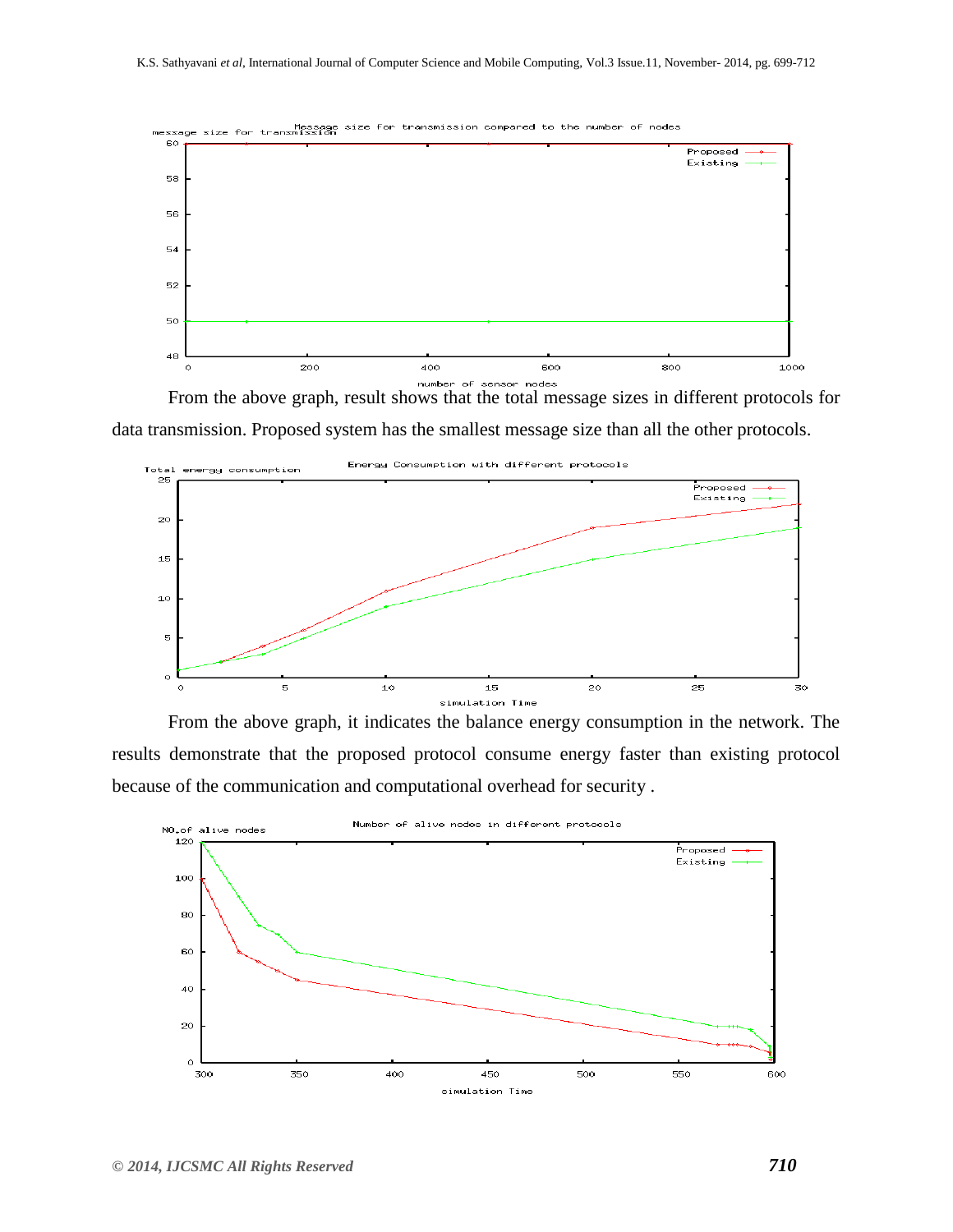From the above graph, result shows that the total message sizes in different protocols for data transmission. Proposed system has the smallest message size than all the other protocols.

From the above graph, it indicates the balance energy consumption in the network. The results demonstrate that the proposed protocol consume energy faster than existing protocol because of the communication and computational overhead for security .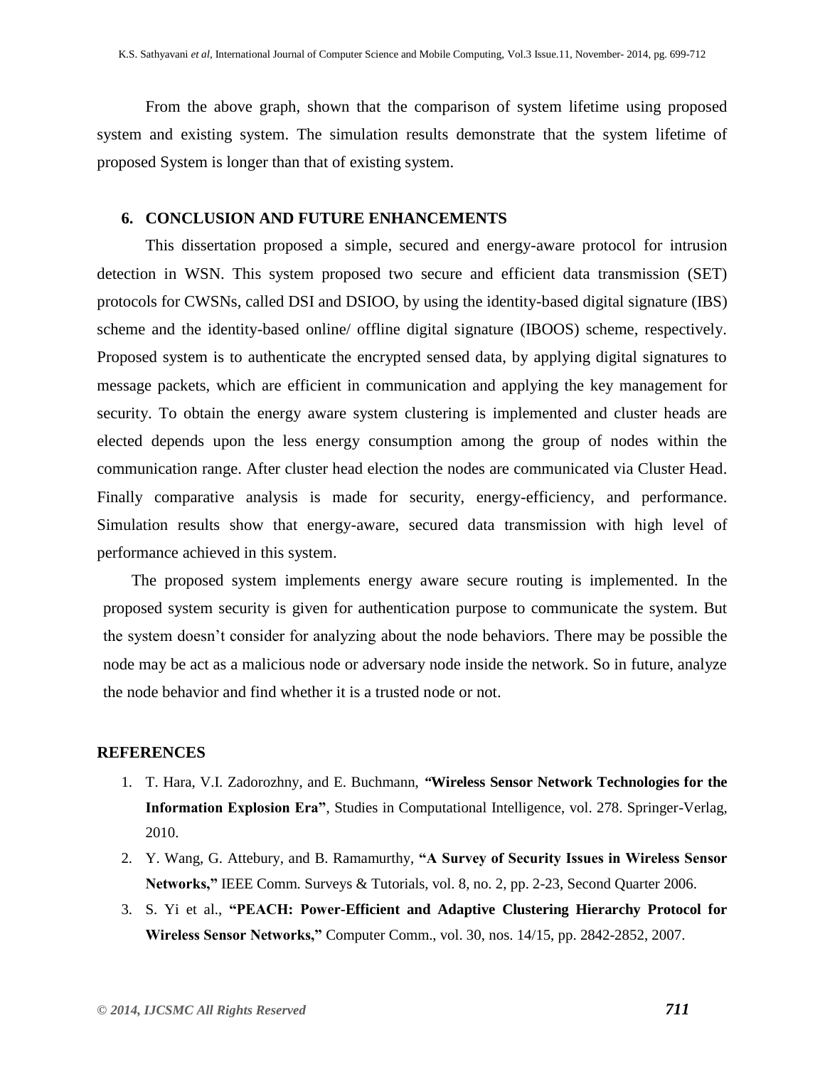From the above graph, shown that the comparison of system lifetime using proposed system and existing system. The simulation results demonstrate that the system lifetime of proposed System is longer than that of existing system.

## 6. CONCLUSION AND FUTURE ENHANCEMENTS

This dissertation proposed a simple, secured and energy-aware protocol for intrusion detection in WSN. This system proposed two secure and efficient data transmission (SET) protocols for CWSNs, called DSI and DSIOO, by using the identity-based digital signature (IBS) scheme and the identity-based online/ offline digital signature (IBOOS) scheme, respectively. Proposed system is to authenticate the encrypted sensed data, by applying digital signatures to message packets, which are efficient in communication and applying the key management for security. To obtain the energy aware system clustering is implemented and cluster heads are elected depends upon the less energy consumption among the group of nodes within the communication range. After cluster head election the nodes are communicated via Cluster Head. Finally comparative analysis is made for security, energy-efficiency, and performance. Simulation results show that energy-aware, secured data transmission with high level of performance achieved in this system.

The proposed system implements energy aware secure routing is implemented. In the proposed system security is given for authentication purpose to communicate the system. But the system doesn't consider for analyzing about the node behaviors. There may be possible the node may be act as a malicious node or adversary node inside the network. So in future, analyze the node behavior and find whether it is a trusted node or not.

## REFERENCES

1. T. Hara, V.I. Zadorozhny, and E. Buchmann, **"Wireless Sensor Network Technologies for the Information Explosion Era"**, Studies in Computational Intelligence, vol. 278. Springer-Verlag, 2010.
2. Y. Wang, G. Attebury, and B. Ramamurthy, **"A Survey of Security Issues in Wireless Sensor Networks,"** IEEE Comm. Surveys & Tutorials, vol. 8, no. 2, pp. 2-23, Second Quarter 2006.
3. S. Yi et al., **"PEACH: Power-Efficient and Adaptive Clustering Hierarchy Protocol for Wireless Sensor Networks,"** Computer Comm., vol. 30, nos. 14/15, pp. 2842-2852, 2007.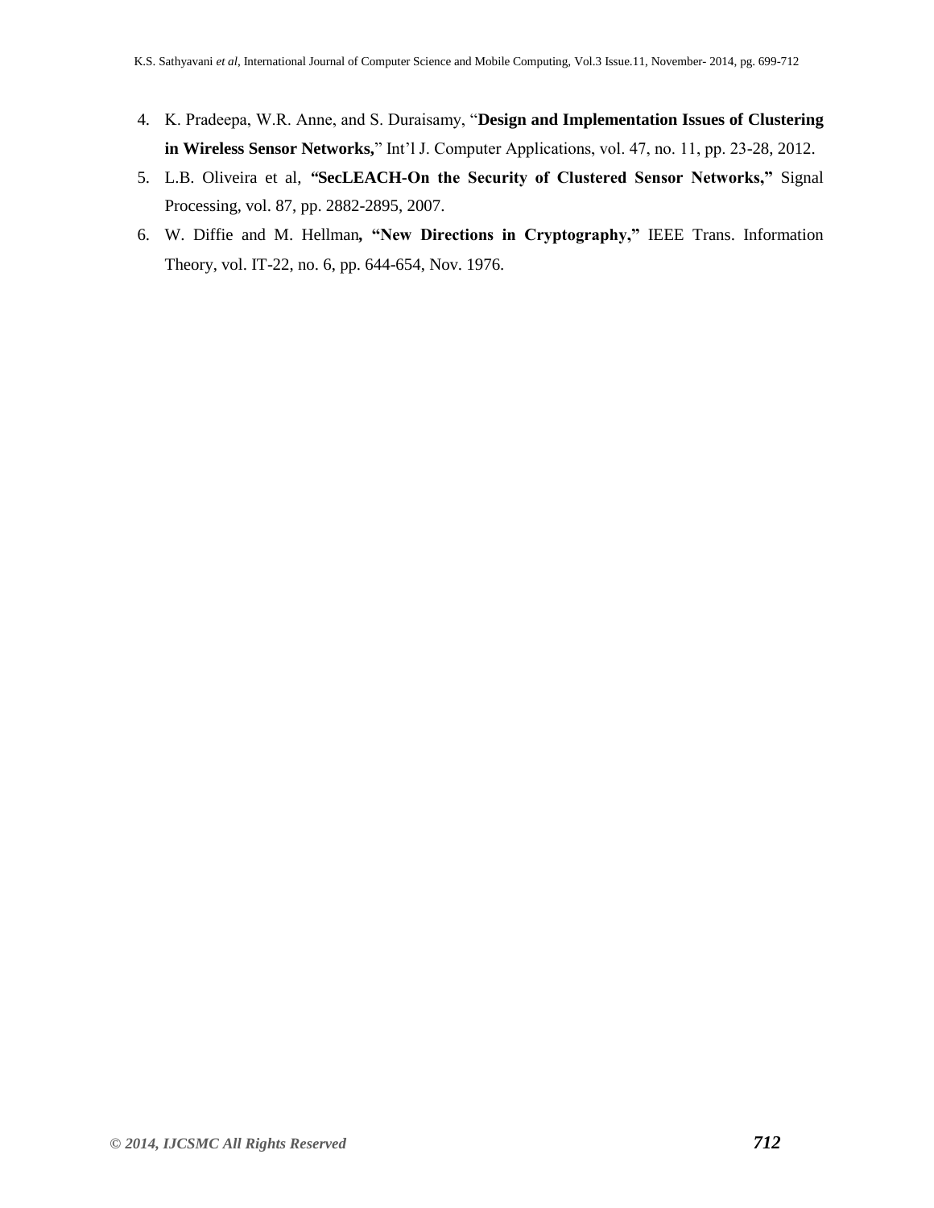4. K. Pradeepa, W.R. Anne, and S. Duraisamy, "**Design and Implementation Issues of Clustering in Wireless Sensor Networks,**" Int'l J. Computer Applications, vol. 47, no. 11, pp. 23-28, 2012.
5. L.B. Oliveira et al, **"SecLEACH-On the Security of Clustered Sensor Networks,"** Signal Processing, vol. 87, pp. 2882-2895, 2007.
6. W. Diffie and M. Hellman**, "New Directions in Cryptography,"** IEEE Trans. Information Theory, vol. IT-22, no. 6, pp. 644-654, Nov. 1976.